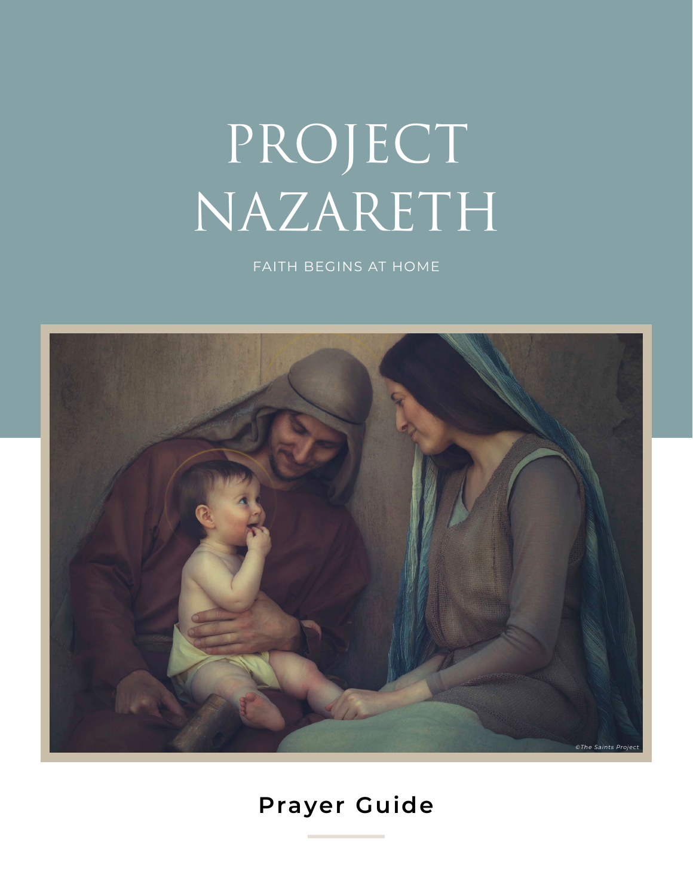# PROJECT NAZARETH

FAITH BEGINS AT HOME

©The Saints Project

## Prayer Guide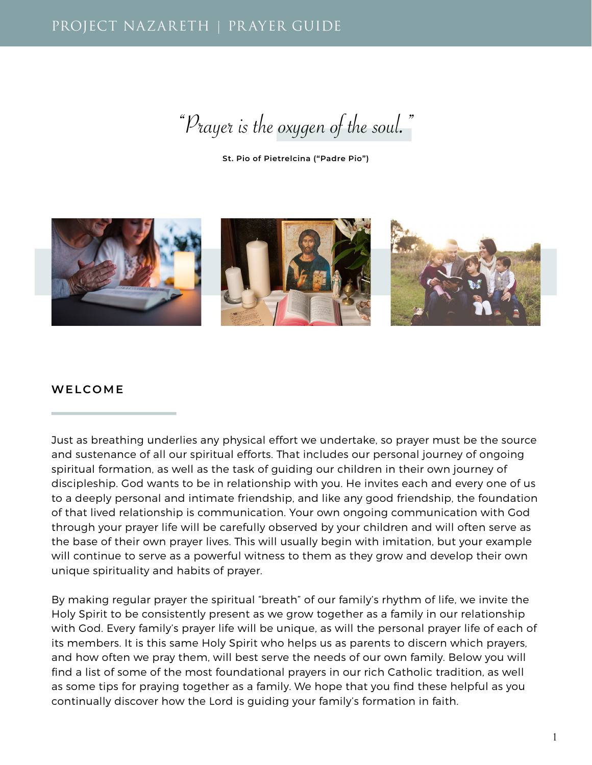*"Prayer is the oxygen of the soul."*

**St. Pio of Pietrelcina ("Padre Pio")**

## WELCOME

Just as breathing underlies any physical effort we undertake, so prayer must be the source and sustenance of all our spiritual efforts. That includes our personal journey of ongoing spiritual formation, as well as the task of guiding our children in their own journey of discipleship. God wants to be in relationship with you. He invites each and every one of us to a deeply personal and intimate friendship, and like any good friendship, the foundation of that lived relationship is communication. Your own ongoing communication with God through your prayer life will be carefully observed by your children and will often serve as the base of their own prayer lives. This will usually begin with imitation, but your example will continue to serve as a powerful witness to them as they grow and develop their own unique spirituality and habits of prayer.

By making regular prayer the spiritual "breath" of our family's rhythm of life, we invite the Holy Spirit to be consistently present as we grow together as a family in our relationship with God. Every family's prayer life will be unique, as will the personal prayer life of each of its members. It is this same Holy Spirit who helps us as parents to discern which prayers, and how often we pray them, will best serve the needs of our own family. Below you will find a list of some of the most foundational prayers in our rich Catholic tradition, as well as some tips for praying together as a family. We hope that you find these helpful as you continually discover how the Lord is guiding your family's formation in faith.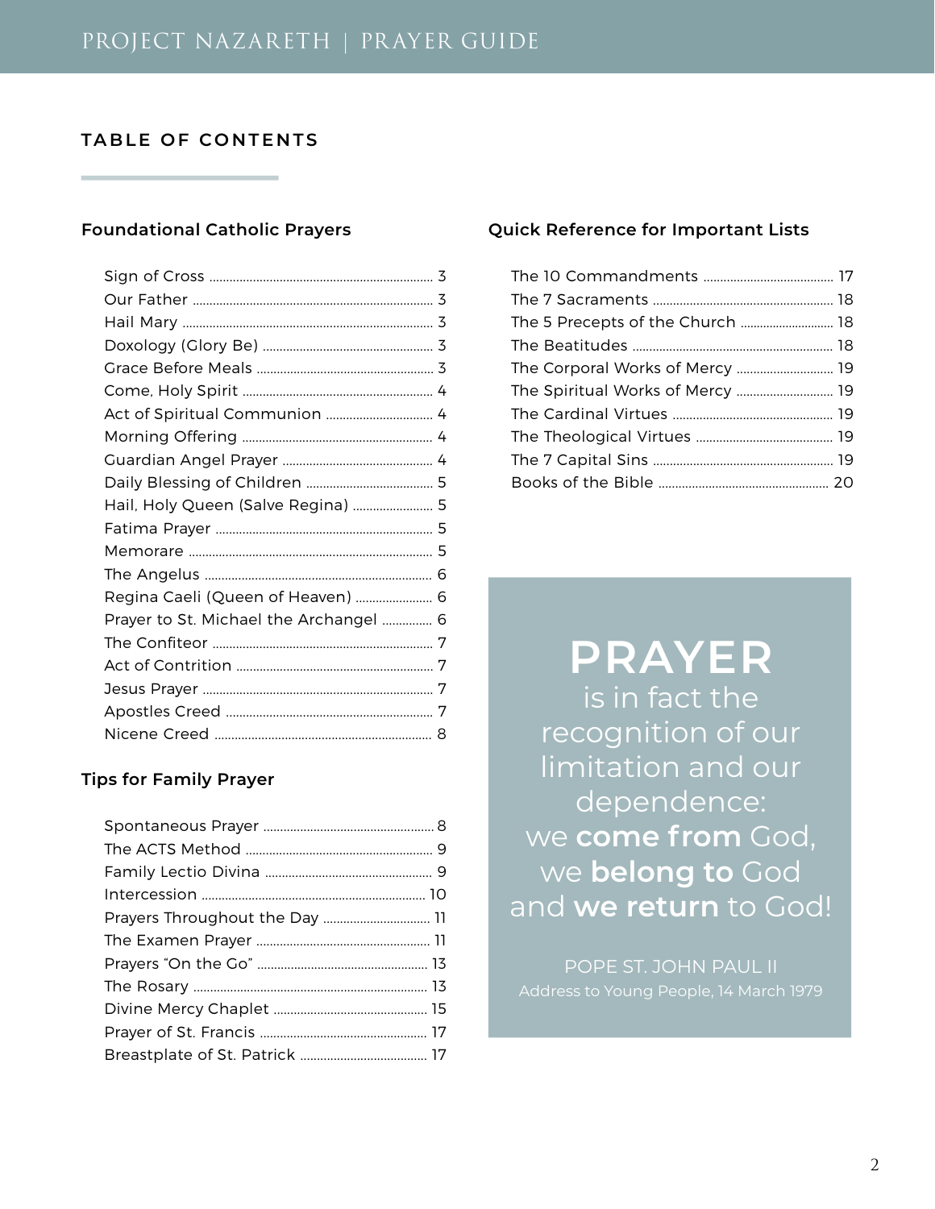## TABLE OF CONTENTS

### Foundational Catholic Prayers

- Sign of Cross .......... 3
- Our Father .......... 3
- Hail Mary .......... 3
- Doxology (Glory Be) .......... 3
- Grace Before Meals .......... 3
- Come, Holy Spirit .......... 4
- Act of Spiritual Communion .......... 4
- Morning Offering .......... 4
- Guardian Angel Prayer .......... 4
- Daily Blessing of Children .......... 5
- Hail, Holy Queen (Salve Regina) .......... 5
- Fatima Prayer .......... 5
- Memorare .......... 5
- The Angelus .......... 6
- Regina Caeli (Queen of Heaven) .......... 6
- Prayer to St. Michael the Archangel .......... 6
- The Confiteor .......... 7
- Act of Contrition .......... 7
- Jesus Prayer .......... 7
- Apostles Creed .......... 7
- Nicene Creed .......... 8

### Tips for Family Prayer

- Spontaneous Prayer .......... 8
- The ACTS Method .......... 9
- Family Lectio Divina .......... 9
- Intercession .......... 10
- Prayers Throughout the Day .......... 11
- The Examen Prayer .......... 11
- Prayers "On the Go" .......... 13
- The Rosary .......... 13
- Divine Mercy Chaplet .......... 15
- Prayer of St. Francis .......... 17
- Breastplate of St. Patrick .......... 17

### Quick Reference for Important Lists

- The 10 Commandments .......... 17
- The 7 Sacraments .......... 18
- The 5 Precepts of the Church .......... 18
- The Beatitudes .......... 18
- The Corporal Works of Mercy .......... 19
- The Spiritual Works of Mercy .......... 19
- The Cardinal Virtues .......... 19
- The Theological Virtues .......... 19
- The 7 Capital Sins .......... 19
- Books of the Bible .......... 20

**PRAYER** is in fact the recognition of our limitation and our dependence: we **come from** God, we **belong to** God and **we return** to God!

POPE ST. JOHN PAUL II
Address to Young People, 14 March 1979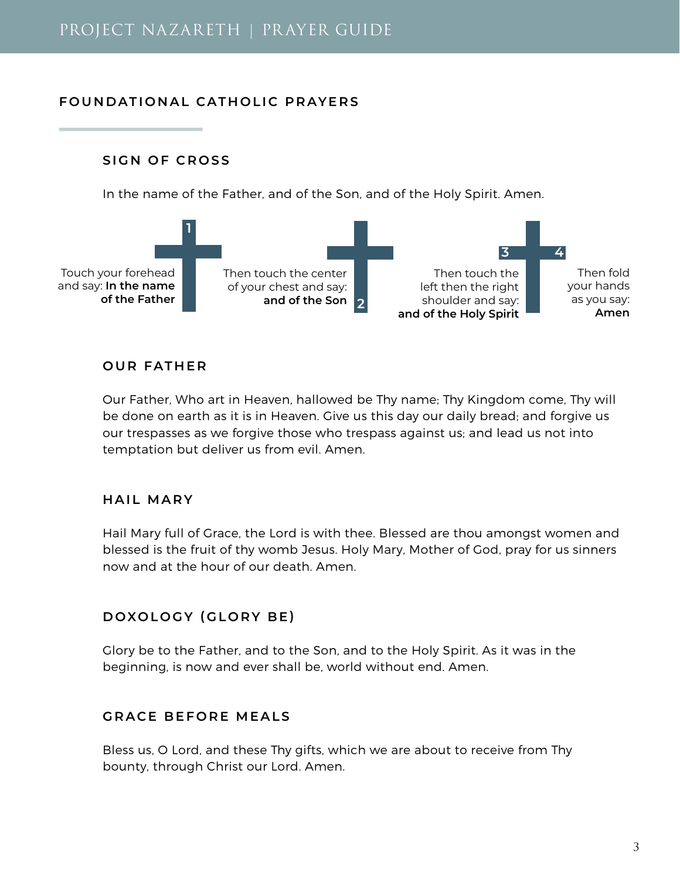## FOUNDATIONAL CATHOLIC PRAYERS

### SIGN OF CROSS

In the name of the Father, and of the Son, and of the Holy Spirit. Amen.

1. Touch your forehead and say: **In the name of the Father**
2. Then touch the center of your chest and say: **and of the Son**
3. Then touch the left then the right shoulder and say: **and of the Holy Spirit**
4. Then fold your hands as you say: **Amen**

### OUR FATHER

Our Father, Who art in Heaven, hallowed be Thy name; Thy Kingdom come, Thy will be done on earth as it is in Heaven. Give us this day our daily bread; and forgive us our trespasses as we forgive those who trespass against us; and lead us not into temptation but deliver us from evil. Amen.

### HAIL MARY

Hail Mary full of Grace, the Lord is with thee. Blessed are thou amongst women and blessed is the fruit of thy womb Jesus. Holy Mary, Mother of God, pray for us sinners now and at the hour of our death. Amen.

### DOXOLOGY (GLORY BE)

Glory be to the Father, and to the Son, and to the Holy Spirit. As it was in the beginning, is now and ever shall be, world without end. Amen.

### GRACE BEFORE MEALS

Bless us, O Lord, and these Thy gifts, which we are about to receive from Thy bounty, through Christ our Lord. Amen.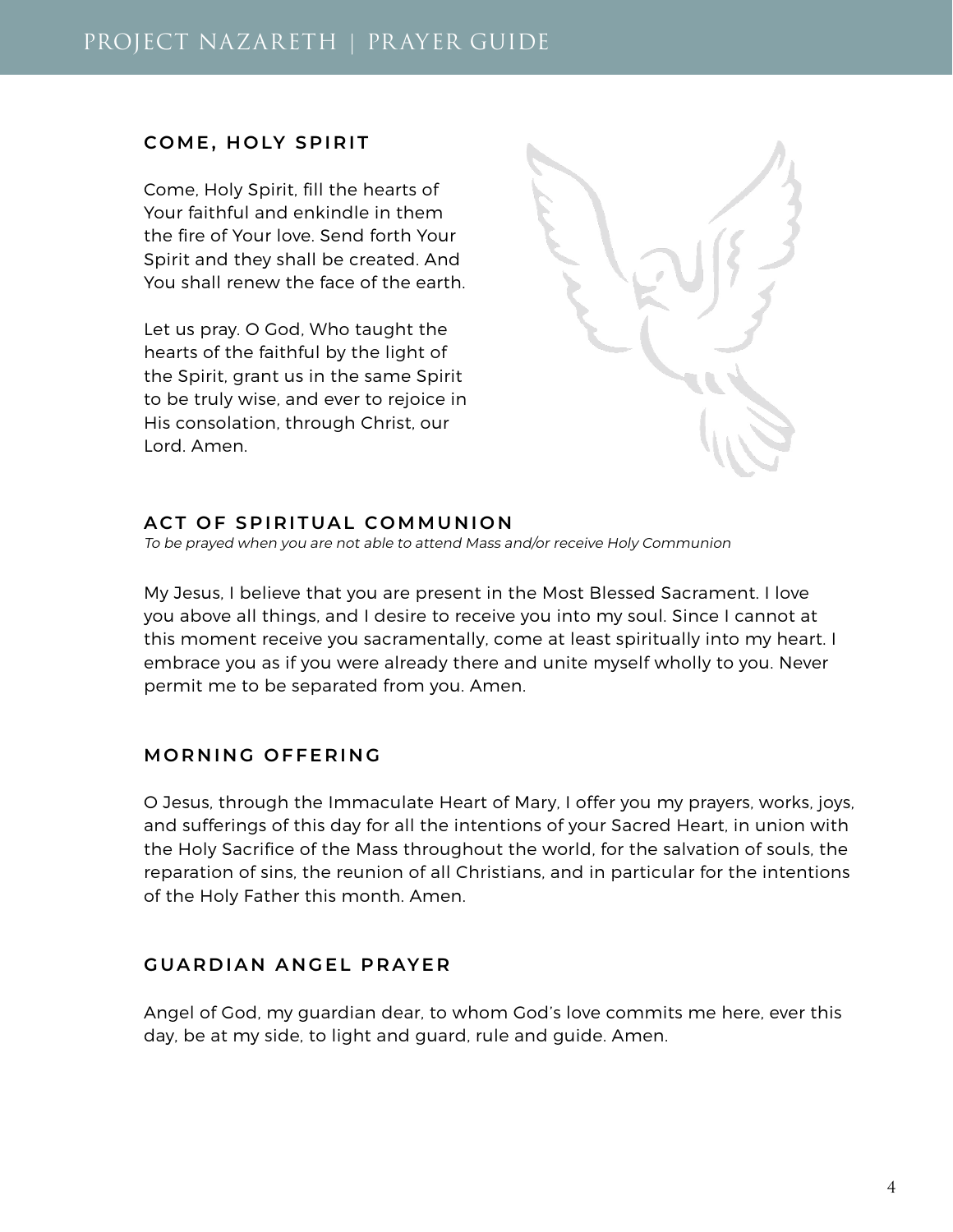## COME, HOLY SPIRIT

Come, Holy Spirit, fill the hearts of Your faithful and enkindle in them the fire of Your love. Send forth Your Spirit and they shall be created. And You shall renew the face of the earth.

Let us pray. O God, Who taught the hearts of the faithful by the light of the Spirit, grant us in the same Spirit to be truly wise, and ever to rejoice in His consolation, through Christ, our Lord. Amen.

## ACT OF SPIRITUAL COMMUNION

*To be prayed when you are not able to attend Mass and/or receive Holy Communion*

My Jesus, I believe that you are present in the Most Blessed Sacrament. I love you above all things, and I desire to receive you into my soul. Since I cannot at this moment receive you sacramentally, come at least spiritually into my heart. I embrace you as if you were already there and unite myself wholly to you. Never permit me to be separated from you. Amen.

## MORNING OFFERING

O Jesus, through the Immaculate Heart of Mary, I offer you my prayers, works, joys, and sufferings of this day for all the intentions of your Sacred Heart, in union with the Holy Sacrifice of the Mass throughout the world, for the salvation of souls, the reparation of sins, the reunion of all Christians, and in particular for the intentions of the Holy Father this month. Amen.

## GUARDIAN ANGEL PRAYER

Angel of God, my guardian dear, to whom God's love commits me here, ever this day, be at my side, to light and guard, rule and guide. Amen.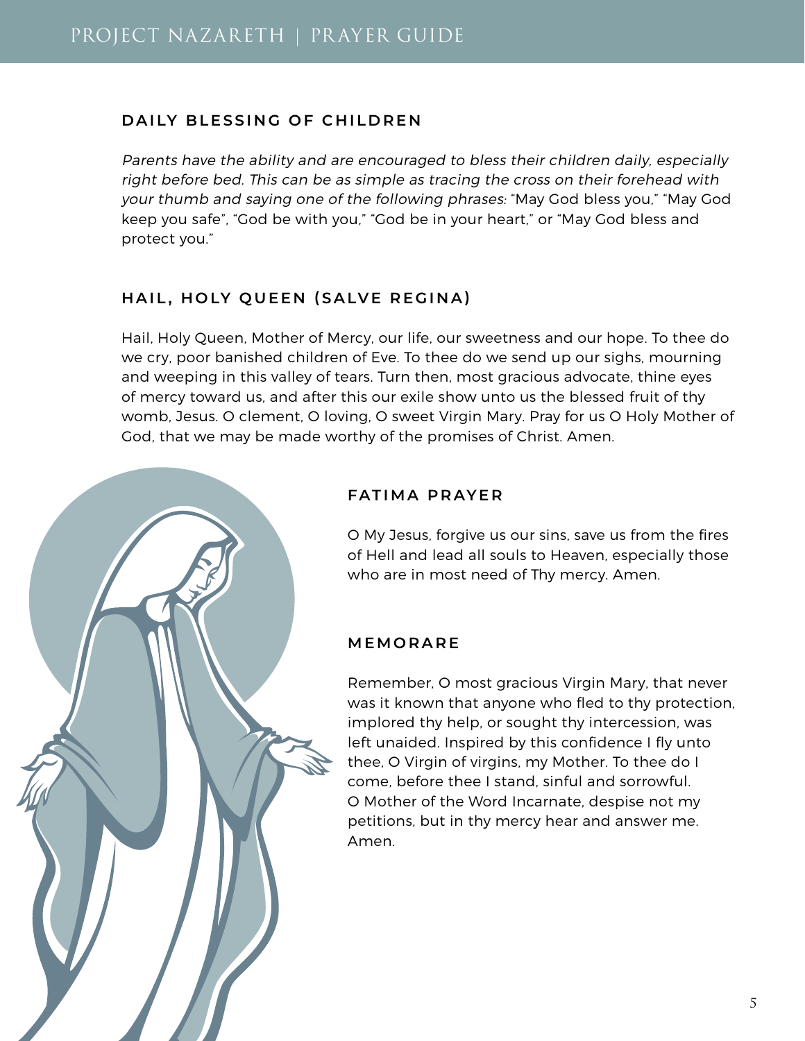## DAILY BLESSING OF CHILDREN

*Parents have the ability and are encouraged to bless their children daily, especially right before bed. This can be as simple as tracing the cross on their forehead with your thumb and saying one of the following phrases:* "May God bless you," "May God keep you safe", "God be with you," "God be in your heart," or "May God bless and protect you."

## HAIL, HOLY QUEEN (SALVE REGINA)

Hail, Holy Queen, Mother of Mercy, our life, our sweetness and our hope. To thee do we cry, poor banished children of Eve. To thee do we send up our sighs, mourning and weeping in this valley of tears. Turn then, most gracious advocate, thine eyes of mercy toward us, and after this our exile show unto us the blessed fruit of thy womb, Jesus. O clement, O loving, O sweet Virgin Mary. Pray for us O Holy Mother of God, that we may be made worthy of the promises of Christ. Amen.

## FATIMA PRAYER

O My Jesus, forgive us our sins, save us from the fires of Hell and lead all souls to Heaven, especially those who are in most need of Thy mercy. Amen.

## MEMORARE

Remember, O most gracious Virgin Mary, that never was it known that anyone who fled to thy protection, implored thy help, or sought thy intercession, was left unaided. Inspired by this confidence I fly unto thee, O Virgin of virgins, my Mother. To thee do I come, before thee I stand, sinful and sorrowful. O Mother of the Word Incarnate, despise not my petitions, but in thy mercy hear and answer me. Amen.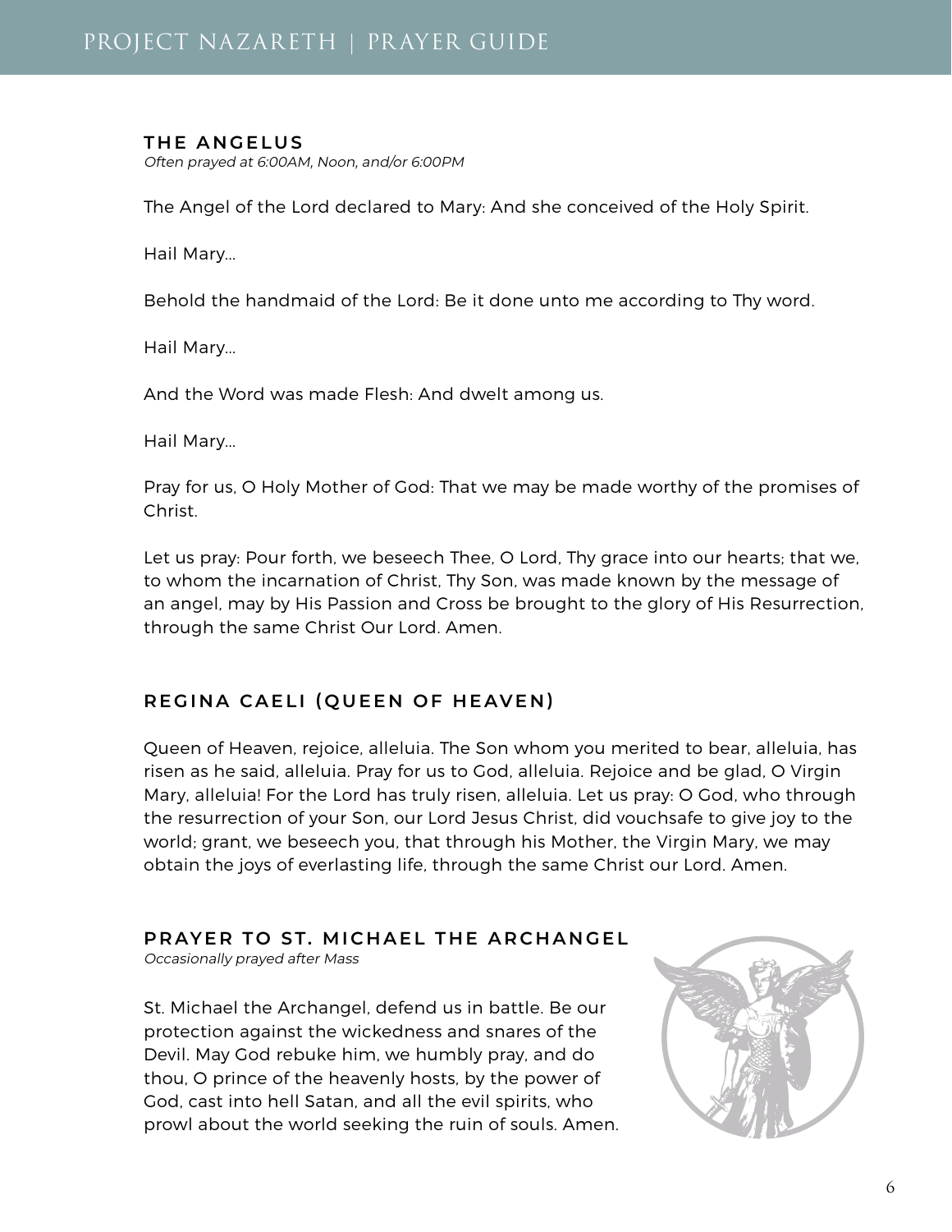### THE ANGELUS

*Often prayed at 6:00AM, Noon, and/or 6:00PM*

The Angel of the Lord declared to Mary: And she conceived of the Holy Spirit.

Hail Mary...

Behold the handmaid of the Lord: Be it done unto me according to Thy word.

Hail Mary...

And the Word was made Flesh: And dwelt among us.

Hail Mary...

Pray for us, O Holy Mother of God: That we may be made worthy of the promises of Christ.

Let us pray: Pour forth, we beseech Thee, O Lord, Thy grace into our hearts; that we, to whom the incarnation of Christ, Thy Son, was made known by the message of an angel, may by His Passion and Cross be brought to the glory of His Resurrection, through the same Christ Our Lord. Amen.

### REGINA CAELI (QUEEN OF HEAVEN)

Queen of Heaven, rejoice, alleluia. The Son whom you merited to bear, alleluia, has risen as he said, alleluia. Pray for us to God, alleluia. Rejoice and be glad, O Virgin Mary, alleluia! For the Lord has truly risen, alleluia. Let us pray: O God, who through the resurrection of your Son, our Lord Jesus Christ, did vouchsafe to give joy to the world; grant, we beseech you, that through his Mother, the Virgin Mary, we may obtain the joys of everlasting life, through the same Christ our Lord. Amen.

### PRAYER TO ST. MICHAEL THE ARCHANGEL

*Occasionally prayed after Mass*

St. Michael the Archangel, defend us in battle. Be our protection against the wickedness and snares of the Devil. May God rebuke him, we humbly pray, and do thou, O prince of the heavenly hosts, by the power of God, cast into hell Satan, and all the evil spirits, who prowl about the world seeking the ruin of souls. Amen.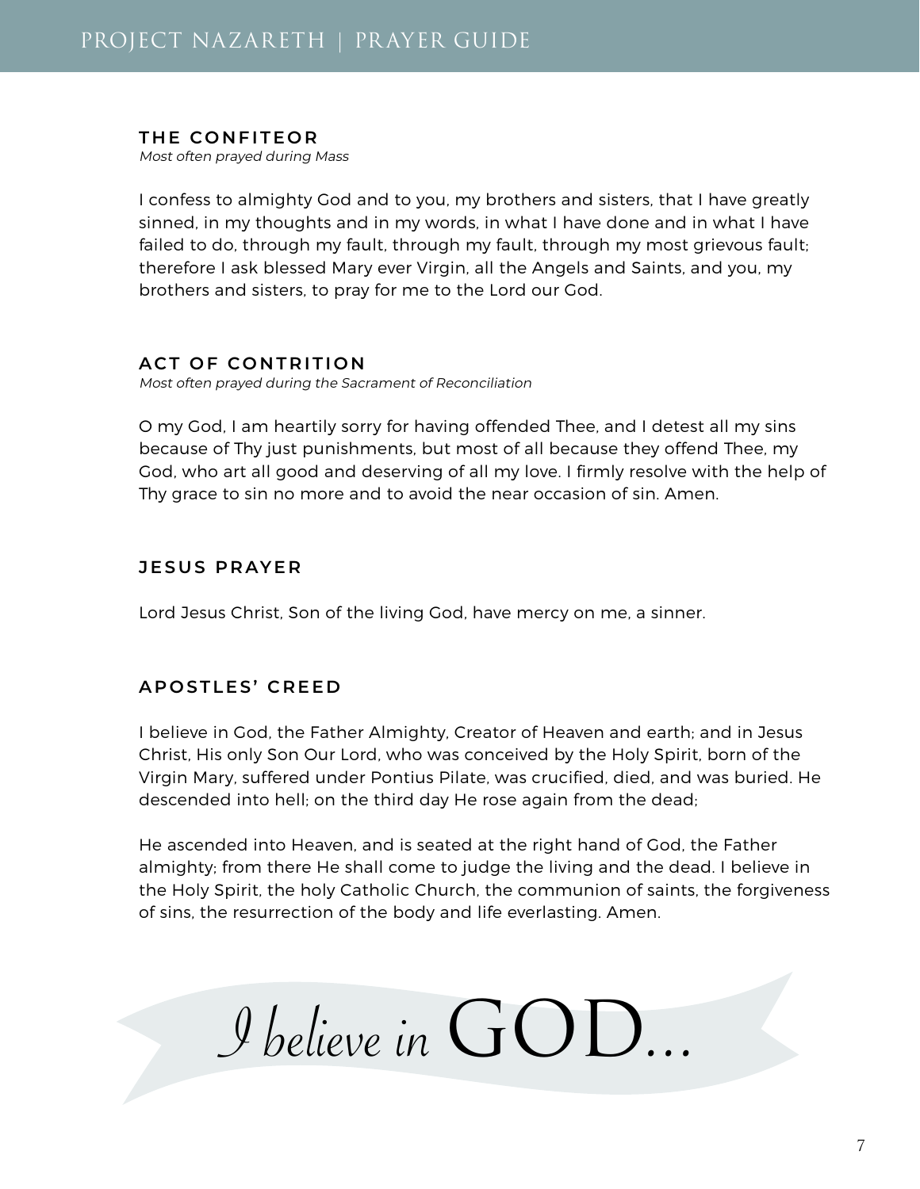## THE CONFITEOR

*Most often prayed during Mass*

I confess to almighty God and to you, my brothers and sisters, that I have greatly sinned, in my thoughts and in my words, in what I have done and in what I have failed to do, through my fault, through my fault, through my most grievous fault; therefore I ask blessed Mary ever Virgin, all the Angels and Saints, and you, my brothers and sisters, to pray for me to the Lord our God.

## ACT OF CONTRITION

*Most often prayed during the Sacrament of Reconciliation*

O my God, I am heartily sorry for having offended Thee, and I detest all my sins because of Thy just punishments, but most of all because they offend Thee, my God, who art all good and deserving of all my love. I firmly resolve with the help of Thy grace to sin no more and to avoid the near occasion of sin. Amen.

## JESUS PRAYER

Lord Jesus Christ, Son of the living God, have mercy on me, a sinner.

## APOSTLES' CREED

I believe in God, the Father Almighty, Creator of Heaven and earth; and in Jesus Christ, His only Son Our Lord, who was conceived by the Holy Spirit, born of the Virgin Mary, suffered under Pontius Pilate, was crucified, died, and was buried. He descended into hell; on the third day He rose again from the dead;

He ascended into Heaven, and is seated at the right hand of God, the Father almighty; from there He shall come to judge the living and the dead. I believe in the Holy Spirit, the holy Catholic Church, the communion of saints, the forgiveness of sins, the resurrection of the body and life everlasting. Amen.

*I believe in* GOD...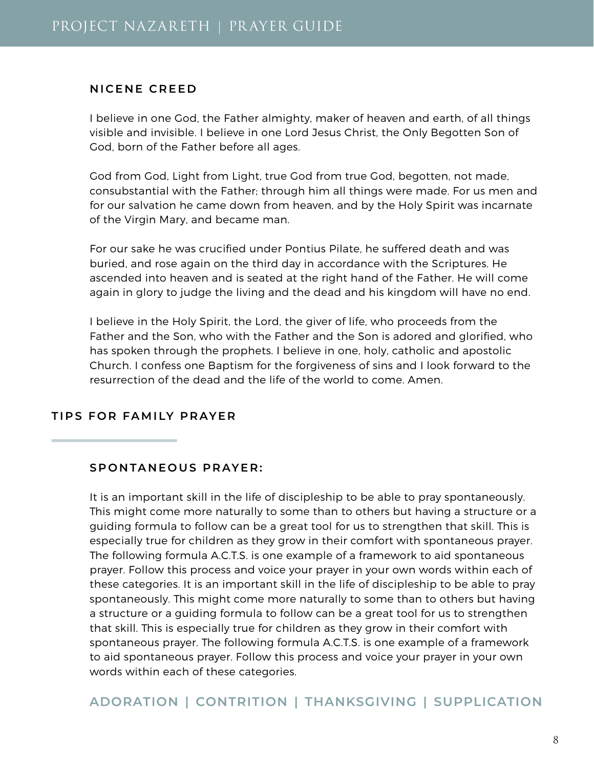### NICENE CREED

I believe in one God, the Father almighty, maker of heaven and earth, of all things visible and invisible. I believe in one Lord Jesus Christ, the Only Begotten Son of God, born of the Father before all ages.

God from God, Light from Light, true God from true God, begotten, not made, consubstantial with the Father; through him all things were made. For us men and for our salvation he came down from heaven, and by the Holy Spirit was incarnate of the Virgin Mary, and became man.

For our sake he was crucified under Pontius Pilate, he suffered death and was buried, and rose again on the third day in accordance with the Scriptures. He ascended into heaven and is seated at the right hand of the Father. He will come again in glory to judge the living and the dead and his kingdom will have no end.

I believe in the Holy Spirit, the Lord, the giver of life, who proceeds from the Father and the Son, who with the Father and the Son is adored and glorified, who has spoken through the prophets. I believe in one, holy, catholic and apostolic Church. I confess one Baptism for the forgiveness of sins and I look forward to the resurrection of the dead and the life of the world to come. Amen.

## TIPS FOR FAMILY PRAYER

### SPONTANEOUS PRAYER:

It is an important skill in the life of discipleship to be able to pray spontaneously. This might come more naturally to some than to others but having a structure or a guiding formula to follow can be a great tool for us to strengthen that skill. This is especially true for children as they grow in their comfort with spontaneous prayer. The following formula A.C.T.S. is one example of a framework to aid spontaneous prayer. Follow this process and voice your prayer in your own words within each of these categories. It is an important skill in the life of discipleship to be able to pray spontaneously. This might come more naturally to some than to others but having a structure or a guiding formula to follow can be a great tool for us to strengthen that skill. This is especially true for children as they grow in their comfort with spontaneous prayer. The following formula A.C.T.S. is one example of a framework to aid spontaneous prayer. Follow this process and voice your prayer in your own words within each of these categories.

**ADORATION | CONTRITION | THANKSGIVING | SUPPLICATION**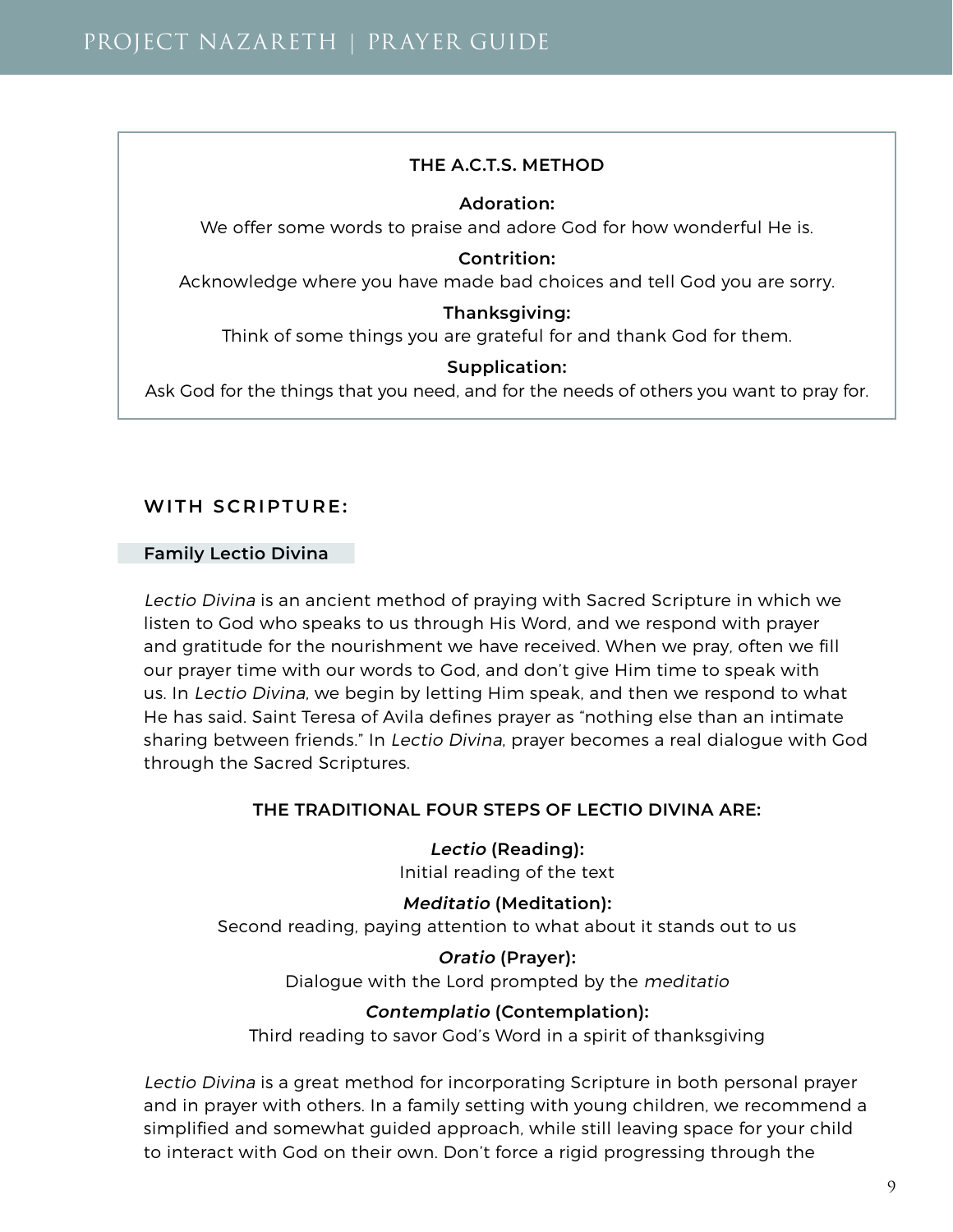**THE A.C.T.S. METHOD**

**Adoration:**
We offer some words to praise and adore God for how wonderful He is.

**Contrition:**
Acknowledge where you have made bad choices and tell God you are sorry.

**Thanksgiving:**
Think of some things you are grateful for and thank God for them.

**Supplication:**
Ask God for the things that you need, and for the needs of others you want to pray for.

## WITH SCRIPTURE:

### Family Lectio Divina

*Lectio Divina* is an ancient method of praying with Sacred Scripture in which we listen to God who speaks to us through His Word, and we respond with prayer and gratitude for the nourishment we have received. When we pray, often we fill our prayer time with our words to God, and don't give Him time to speak with us. In *Lectio Divina*, we begin by letting Him speak, and then we respond to what He has said. Saint Teresa of Avila defines prayer as "nothing else than an intimate sharing between friends." In *Lectio Divina*, prayer becomes a real dialogue with God through the Sacred Scriptures.

**THE TRADITIONAL FOUR STEPS OF LECTIO DIVINA ARE:**

***Lectio* (Reading):**
Initial reading of the text

***Meditatio* (Meditation):**
Second reading, paying attention to what about it stands out to us

***Oratio* (Prayer):**
Dialogue with the Lord prompted by the *meditatio*

***Contemplatio* (Contemplation):**
Third reading to savor God's Word in a spirit of thanksgiving

*Lectio Divina* is a great method for incorporating Scripture in both personal prayer and in prayer with others. In a family setting with young children, we recommend a simplified and somewhat guided approach, while still leaving space for your child to interact with God on their own. Don't force a rigid progressing through the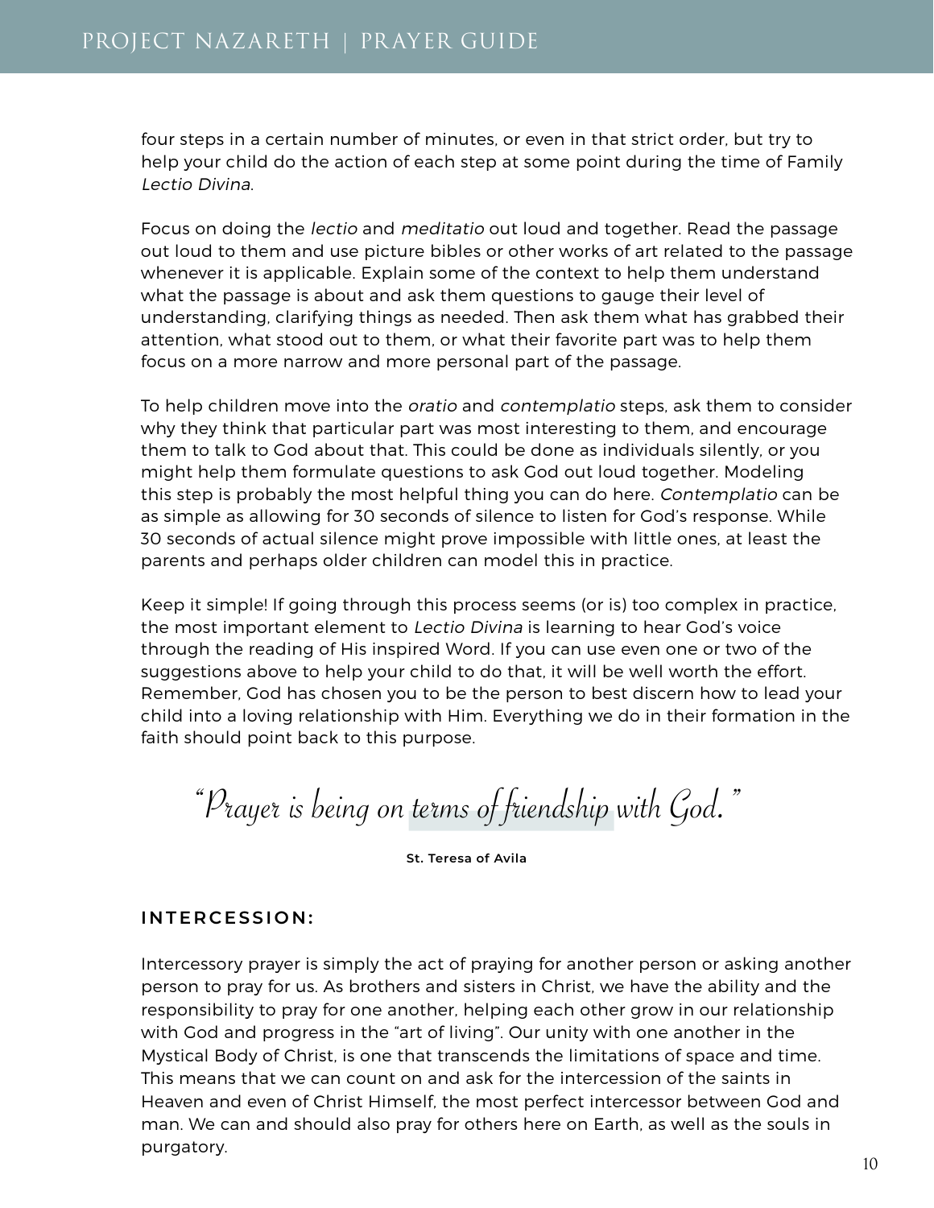four steps in a certain number of minutes, or even in that strict order, but try to help your child do the action of each step at some point during the time of Family *Lectio Divina*.

Focus on doing the *lectio* and *meditatio* out loud and together. Read the passage out loud to them and use picture bibles or other works of art related to the passage whenever it is applicable. Explain some of the context to help them understand what the passage is about and ask them questions to gauge their level of understanding, clarifying things as needed. Then ask them what has grabbed their attention, what stood out to them, or what their favorite part was to help them focus on a more narrow and more personal part of the passage.

To help children move into the *oratio* and *contemplatio* steps, ask them to consider why they think that particular part was most interesting to them, and encourage them to talk to God about that. This could be done as individuals silently, or you might help them formulate questions to ask God out loud together. Modeling this step is probably the most helpful thing you can do here. *Contemplatio* can be as simple as allowing for 30 seconds of silence to listen for God's response. While 30 seconds of actual silence might prove impossible with little ones, at least the parents and perhaps older children can model this in practice.

Keep it simple! If going through this process seems (or is) too complex in practice, the most important element to *Lectio Divina* is learning to hear God's voice through the reading of His inspired Word. If you can use even one or two of the suggestions above to help your child to do that, it will be well worth the effort. Remember, God has chosen you to be the person to best discern how to lead your child into a loving relationship with Him. Everything we do in their formation in the faith should point back to this purpose.

> *"Prayer is being on terms of friendship with God."*
>
> **St. Teresa of Avila**

**INTERCESSION:**

Intercessory prayer is simply the act of praying for another person or asking another person to pray for us. As brothers and sisters in Christ, we have the ability and the responsibility to pray for one another, helping each other grow in our relationship with God and progress in the "art of living". Our unity with one another in the Mystical Body of Christ, is one that transcends the limitations of space and time. This means that we can count on and ask for the intercession of the saints in Heaven and even of Christ Himself, the most perfect intercessor between God and man. We can and should also pray for others here on Earth, as well as the souls in purgatory.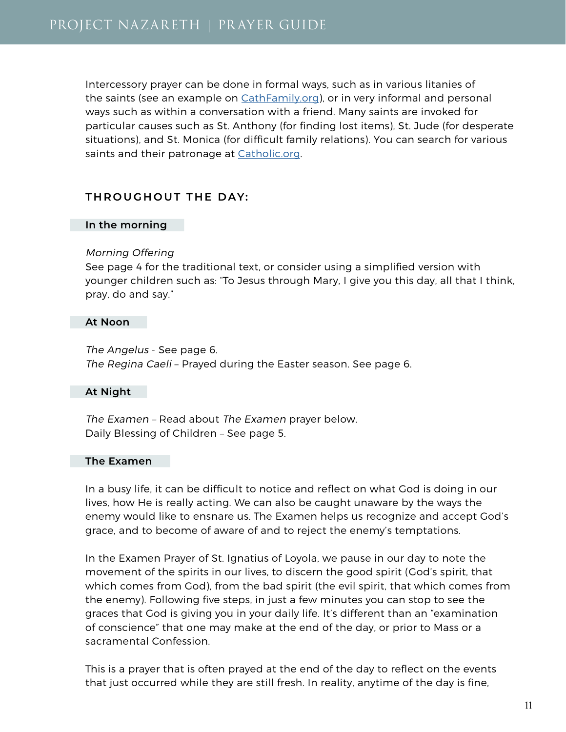Intercessory prayer can be done in formal ways, such as in various litanies of the saints (see an example on [CathFamily.org](CathFamily.org)), or in very informal and personal ways such as within a conversation with a friend. Many saints are invoked for particular causes such as St. Anthony (for finding lost items), St. Jude (for desperate situations), and St. Monica (for difficult family relations). You can search for various saints and their patronage at [Catholic.org](Catholic.org).

## THROUGHOUT THE DAY:

### In the morning

*Morning Offering*
See page 4 for the traditional text, or consider using a simplified version with younger children such as: "To Jesus through Mary, I give you this day, all that I think, pray, do and say."

### At Noon

*The Angelus* - See page 6.
*The Regina Caeli* – Prayed during the Easter season. See page 6.

### At Night

*The Examen* – Read about *The Examen* prayer below.
Daily Blessing of Children – See page 5.

### The Examen

In a busy life, it can be difficult to notice and reflect on what God is doing in our lives, how He is really acting. We can also be caught unaware by the ways the enemy would like to ensnare us. The Examen helps us recognize and accept God's grace, and to become of aware of and to reject the enemy's temptations.

In the Examen Prayer of St. Ignatius of Loyola, we pause in our day to note the movement of the spirits in our lives, to discern the good spirit (God's spirit, that which comes from God), from the bad spirit (the evil spirit, that which comes from the enemy). Following five steps, in just a few minutes you can stop to see the graces that God is giving you in your daily life. It's different than an "examination of conscience" that one may make at the end of the day, or prior to Mass or a sacramental Confession.

This is a prayer that is often prayed at the end of the day to reflect on the events that just occurred while they are still fresh. In reality, anytime of the day is fine,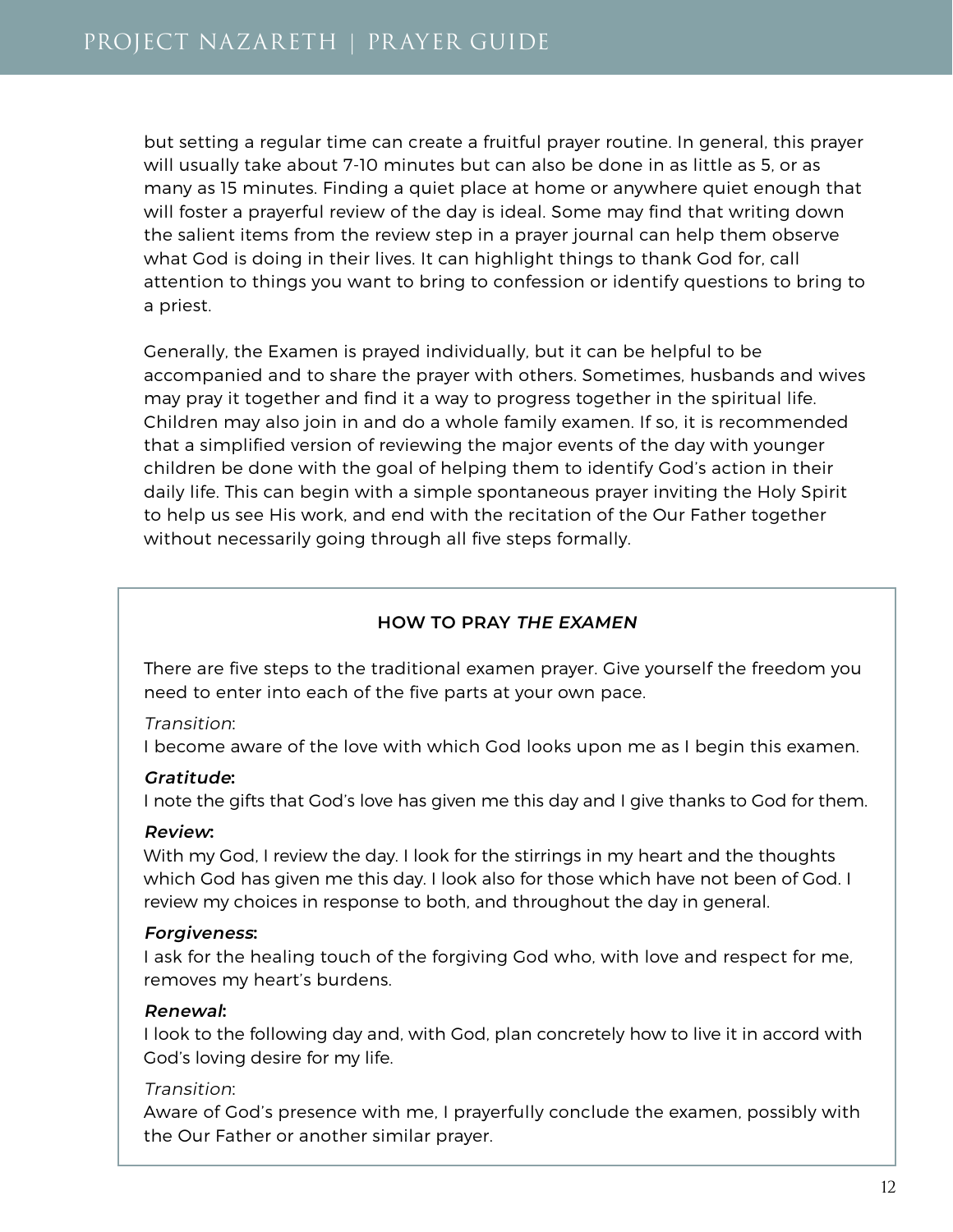but setting a regular time can create a fruitful prayer routine. In general, this prayer will usually take about 7-10 minutes but can also be done in as little as 5, or as many as 15 minutes. Finding a quiet place at home or anywhere quiet enough that will foster a prayerful review of the day is ideal. Some may find that writing down the salient items from the review step in a prayer journal can help them observe what God is doing in their lives. It can highlight things to thank God for, call attention to things you want to bring to confession or identify questions to bring to a priest.

Generally, the Examen is prayed individually, but it can be helpful to be accompanied and to share the prayer with others. Sometimes, husbands and wives may pray it together and find it a way to progress together in the spiritual life. Children may also join in and do a whole family examen. If so, it is recommended that a simplified version of reviewing the major events of the day with younger children be done with the goal of helping them to identify God's action in their daily life. This can begin with a simple spontaneous prayer inviting the Holy Spirit to help us see His work, and end with the recitation of the Our Father together without necessarily going through all five steps formally.

### HOW TO PRAY *THE EXAMEN*

There are five steps to the traditional examen prayer. Give yourself the freedom you need to enter into each of the five parts at your own pace.

*Transition*:
I become aware of the love with which God looks upon me as I begin this examen.

***Gratitude*:**
I note the gifts that God's love has given me this day and I give thanks to God for them.

***Review*:**
With my God, I review the day. I look for the stirrings in my heart and the thoughts which God has given me this day. I look also for those which have not been of God. I review my choices in response to both, and throughout the day in general.

***Forgiveness*:**
I ask for the healing touch of the forgiving God who, with love and respect for me, removes my heart's burdens.

***Renewal*:**
I look to the following day and, with God, plan concretely how to live it in accord with God's loving desire for my life.

*Transition*:
Aware of God's presence with me, I prayerfully conclude the examen, possibly with the Our Father or another similar prayer.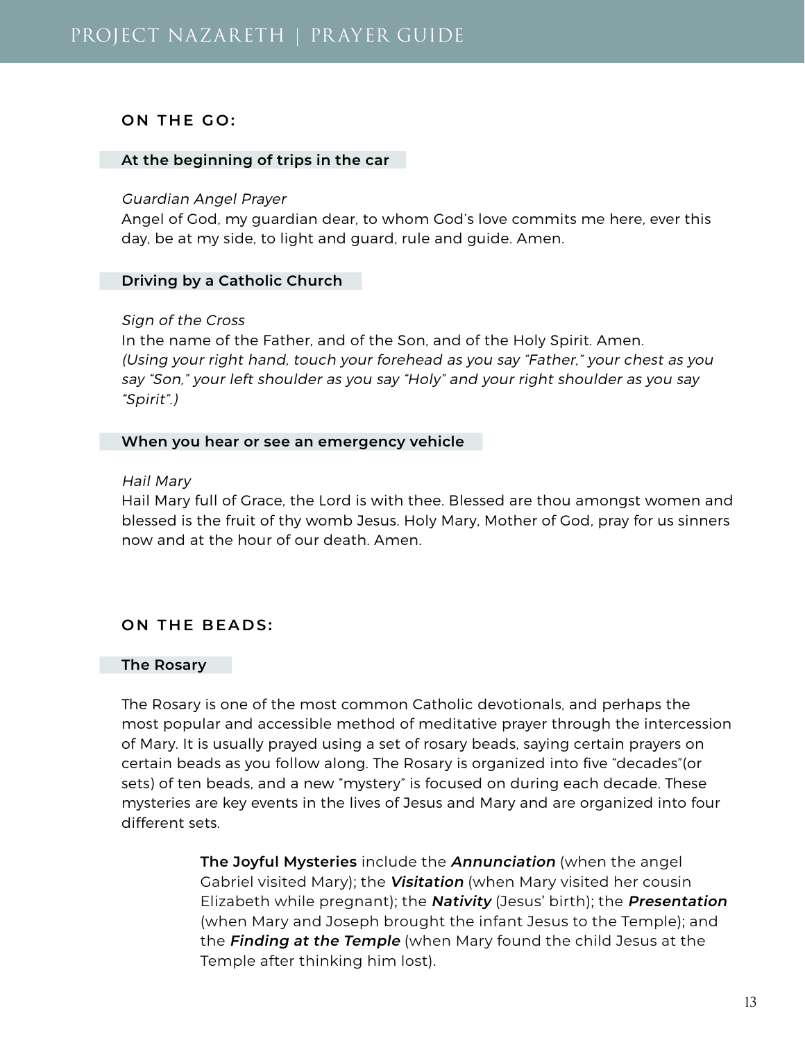## ON THE GO:

### At the beginning of trips in the car

*Guardian Angel Prayer*
Angel of God, my guardian dear, to whom God's love commits me here, ever this day, be at my side, to light and guard, rule and guide. Amen.

### Driving by a Catholic Church

*Sign of the Cross*
In the name of the Father, and of the Son, and of the Holy Spirit. Amen.
*(Using your right hand, touch your forehead as you say "Father," your chest as you say "Son," your left shoulder as you say "Holy" and your right shoulder as you say "Spirit".)*

### When you hear or see an emergency vehicle

*Hail Mary*
Hail Mary full of Grace, the Lord is with thee. Blessed are thou amongst women and blessed is the fruit of thy womb Jesus. Holy Mary, Mother of God, pray for us sinners now and at the hour of our death. Amen.

## ON THE BEADS:

### The Rosary

The Rosary is one of the most common Catholic devotionals, and perhaps the most popular and accessible method of meditative prayer through the intercession of Mary. It is usually prayed using a set of rosary beads, saying certain prayers on certain beads as you follow along. The Rosary is organized into five "decades"(or sets) of ten beads, and a new "mystery" is focused on during each decade. These mysteries are key events in the lives of Jesus and Mary and are organized into four different sets.

> **The Joyful Mysteries** include the ***Annunciation*** (when the angel Gabriel visited Mary); the ***Visitation*** (when Mary visited her cousin Elizabeth while pregnant); the ***Nativity*** (Jesus' birth); the ***Presentation*** (when Mary and Joseph brought the infant Jesus to the Temple); and the ***Finding at the Temple*** (when Mary found the child Jesus at the Temple after thinking him lost).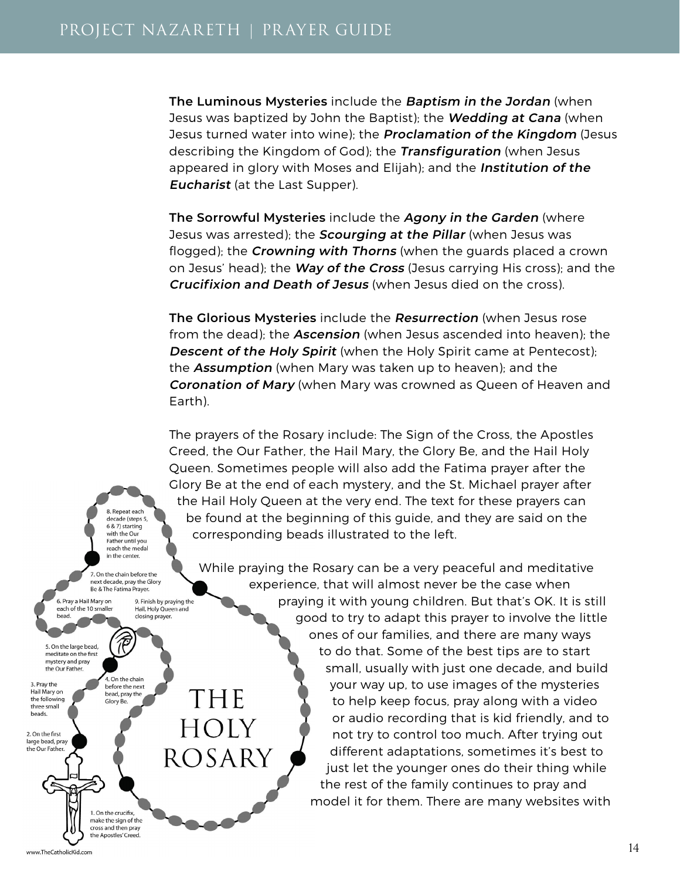**The Luminous Mysteries** include the ***Baptism in the Jordan*** (when Jesus was baptized by John the Baptist); the ***Wedding at Cana*** (when Jesus turned water into wine); the ***Proclamation of the Kingdom*** (Jesus describing the Kingdom of God); the ***Transfiguration*** (when Jesus appeared in glory with Moses and Elijah); and the ***Institution of the Eucharist*** (at the Last Supper).

**The Sorrowful Mysteries** include the ***Agony in the Garden*** (where Jesus was arrested); the ***Scourging at the Pillar*** (when Jesus was flogged); the ***Crowning with Thorns*** (when the guards placed a crown on Jesus' head); the ***Way of the Cross*** (Jesus carrying His cross); and the ***Crucifixion and Death of Jesus*** (when Jesus died on the cross).

**The Glorious Mysteries** include the ***Resurrection*** (when Jesus rose from the dead); the ***Ascension*** (when Jesus ascended into heaven); the ***Descent of the Holy Spirit*** (when the Holy Spirit came at Pentecost); the ***Assumption*** (when Mary was taken up to heaven); and the ***Coronation of Mary*** (when Mary was crowned as Queen of Heaven and Earth).

The prayers of the Rosary include: The Sign of the Cross, the Apostles Creed, the Our Father, the Hail Mary, the Glory Be, and the Hail Holy Queen. Sometimes people will also add the Fatima prayer after the Glory Be at the end of each mystery, and the St. Michael prayer after the Hail Holy Queen at the very end. The text for these prayers can be found at the beginning of this guide, and they are said on the corresponding beads illustrated to the left.

# THE HOLY ROSARY

1. On the crucifix, make the sign of the cross and then pray the Apostles' Creed.
2. On the first large bead, pray the Our Father.
3. Pray the Hail Mary on the following three small beads.
4. On the chain before the next bead, pray the Glory Be.
5. On the large bead, meditate on the first mystery and pray the Our Father.
6. Pray a Hail Mary on each of the 10 smaller bead.
7. On the chain before the next decade, pray the Glory Be & The Fatima Prayer.
8. Repeat each decade (steps 5, 6 & 7) starting with the Our Father until you reach the medal in the center.
9. Finish by praying the Hail, Holy Queen and closing prayer.

www.TheCatholicKid.com

While praying the Rosary can be a very peaceful and meditative experience, that will almost never be the case when praying it with young children. But that's OK. It is still good to try to adapt this prayer to involve the little ones of our families, and there are many ways to do that. Some of the best tips are to start small, usually with just one decade, and build your way up, to use images of the mysteries to help keep focus, pray along with a video or audio recording that is kid friendly, and to not try to control too much. After trying out different adaptations, sometimes it's best to just let the younger ones do their thing while the rest of the family continues to pray and model it for them. There are many websites with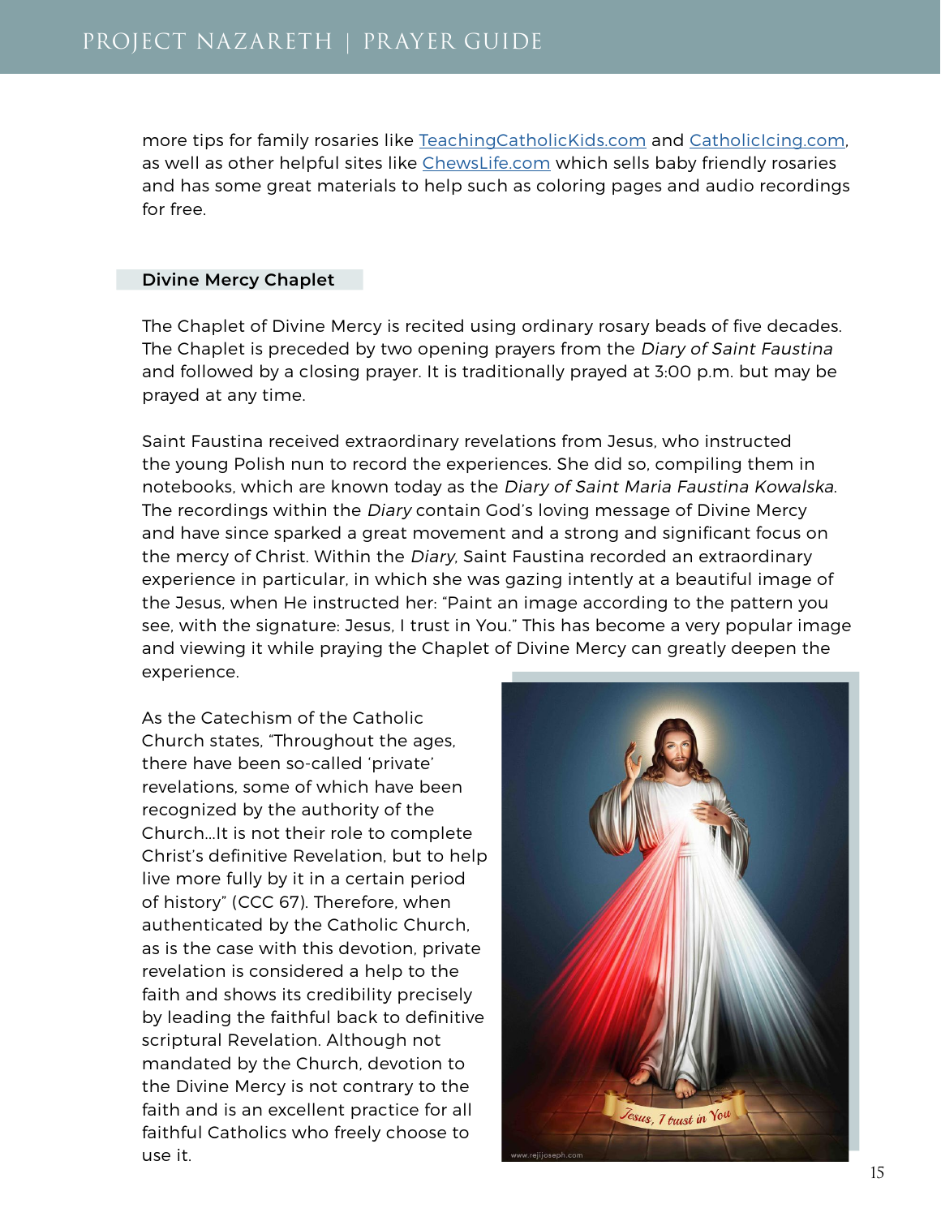more tips for family rosaries like [TeachingCatholicKids.com](TeachingCatholicKids.com) and [CatholicIcing.com](CatholicIcing.com), as well as other helpful sites like [ChewsLife.com](ChewsLife.com) which sells baby friendly rosaries and has some great materials to help such as coloring pages and audio recordings for free.

## Divine Mercy Chaplet

The Chaplet of Divine Mercy is recited using ordinary rosary beads of five decades. The Chaplet is preceded by two opening prayers from the *Diary of Saint Faustina* and followed by a closing prayer. It is traditionally prayed at 3:00 p.m. but may be prayed at any time.

Saint Faustina received extraordinary revelations from Jesus, who instructed the young Polish nun to record the experiences. She did so, compiling them in notebooks, which are known today as the *Diary of Saint Maria Faustina Kowalska*. The recordings within the *Diary* contain God's loving message of Divine Mercy and have since sparked a great movement and a strong and significant focus on the mercy of Christ. Within the *Diary*, Saint Faustina recorded an extraordinary experience in particular, in which she was gazing intently at a beautiful image of the Jesus, when He instructed her: "Paint an image according to the pattern you see, with the signature: Jesus, I trust in You." This has become a very popular image and viewing it while praying the Chaplet of Divine Mercy can greatly deepen the experience.

As the Catechism of the Catholic Church states, "Throughout the ages, there have been so-called 'private' revelations, some of which have been recognized by the authority of the Church...It is not their role to complete Christ's definitive Revelation, but to help live more fully by it in a certain period of history" (CCC 67). Therefore, when authenticated by the Catholic Church, as is the case with this devotion, private revelation is considered a help to the faith and shows its credibility precisely by leading the faithful back to definitive scriptural Revelation. Although not mandated by the Church, devotion to the Divine Mercy is not contrary to the faith and is an excellent practice for all faithful Catholics who freely choose to use it.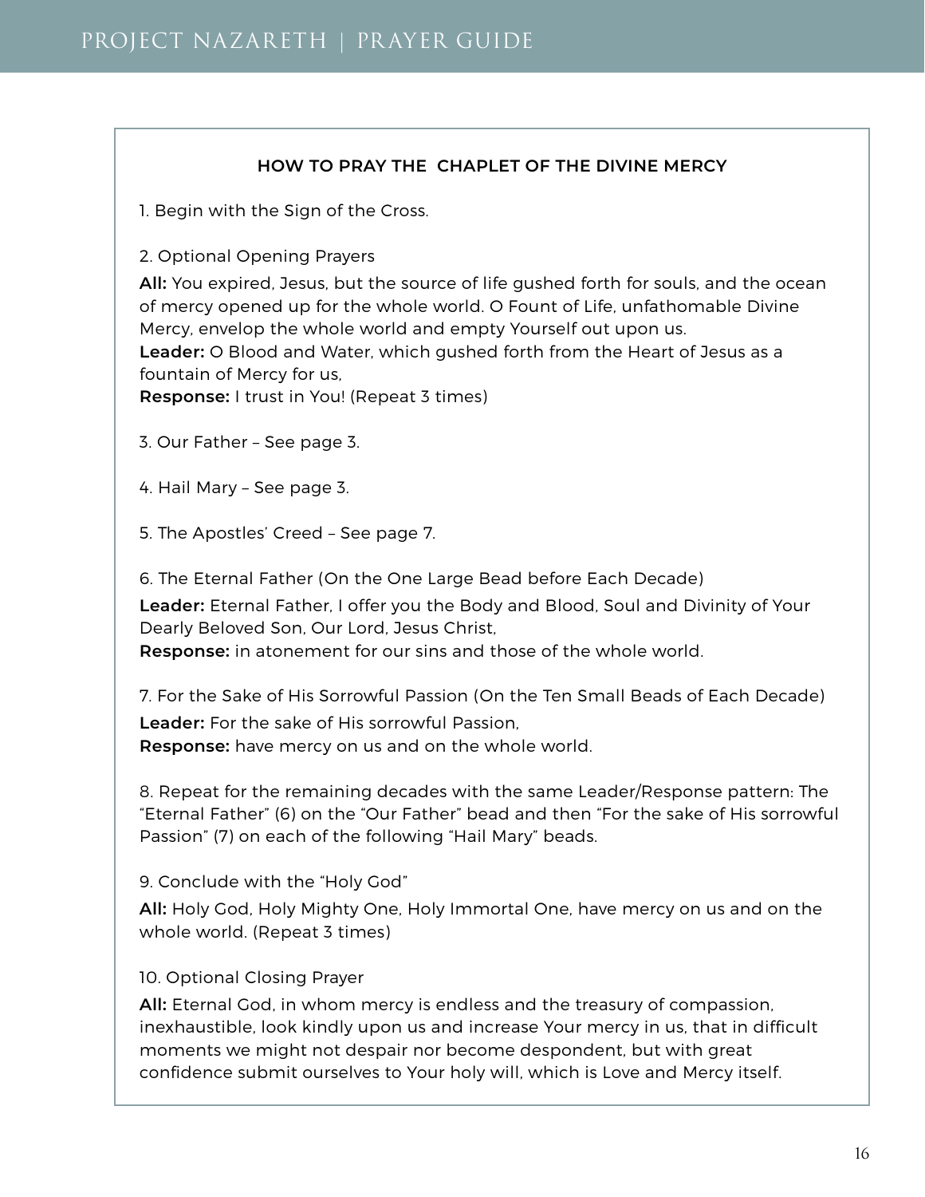## HOW TO PRAY THE CHAPLET OF THE DIVINE MERCY

1. Begin with the Sign of the Cross.

2. Optional Opening Prayers

**All:** You expired, Jesus, but the source of life gushed forth for souls, and the ocean of mercy opened up for the whole world. O Fount of Life, unfathomable Divine Mercy, envelop the whole world and empty Yourself out upon us.
**Leader:** O Blood and Water, which gushed forth from the Heart of Jesus as a fountain of Mercy for us,
**Response:** I trust in You! (Repeat 3 times)

3. Our Father – See page 3.

4. Hail Mary – See page 3.

5. The Apostles' Creed – See page 7.

6. The Eternal Father (On the One Large Bead before Each Decade)

**Leader:** Eternal Father, I offer you the Body and Blood, Soul and Divinity of Your Dearly Beloved Son, Our Lord, Jesus Christ,
**Response:** in atonement for our sins and those of the whole world.

7. For the Sake of His Sorrowful Passion (On the Ten Small Beads of Each Decade)

**Leader:** For the sake of His sorrowful Passion,
**Response:** have mercy on us and on the whole world.

8. Repeat for the remaining decades with the same Leader/Response pattern: The "Eternal Father" (6) on the "Our Father" bead and then "For the sake of His sorrowful Passion" (7) on each of the following "Hail Mary" beads.

9. Conclude with the "Holy God"

**All:** Holy God, Holy Mighty One, Holy Immortal One, have mercy on us and on the whole world. (Repeat 3 times)

10. Optional Closing Prayer

**All:** Eternal God, in whom mercy is endless and the treasury of compassion, inexhaustible, look kindly upon us and increase Your mercy in us, that in difficult moments we might not despair nor become despondent, but with great confidence submit ourselves to Your holy will, which is Love and Mercy itself.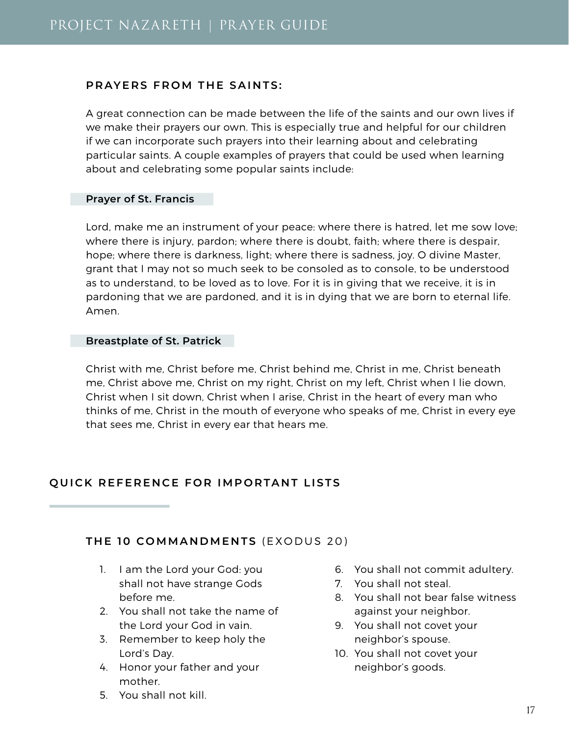### PRAYERS FROM THE SAINTS:

A great connection can be made between the life of the saints and our own lives if we make their prayers our own. This is especially true and helpful for our children if we can incorporate such prayers into their learning about and celebrating particular saints. A couple examples of prayers that could be used when learning about and celebrating some popular saints include:

**Prayer of St. Francis**

Lord, make me an instrument of your peace: where there is hatred, let me sow love; where there is injury, pardon; where there is doubt, faith; where there is despair, hope; where there is darkness, light; where there is sadness, joy. O divine Master, grant that I may not so much seek to be consoled as to console, to be understood as to understand, to be loved as to love. For it is in giving that we receive, it is in pardoning that we are pardoned, and it is in dying that we are born to eternal life. Amen.

**Breastplate of St. Patrick**

Christ with me, Christ before me, Christ behind me, Christ in me, Christ beneath me, Christ above me, Christ on my right, Christ on my left, Christ when I lie down, Christ when I sit down, Christ when I arise, Christ in the heart of every man who thinks of me, Christ in the mouth of everyone who speaks of me, Christ in every eye that sees me, Christ in every ear that hears me.

## QUICK REFERENCE FOR IMPORTANT LISTS

### THE 10 COMMANDMENTS (EXODUS 20)

1. I am the Lord your God: you shall not have strange Gods before me.
2. You shall not take the name of the Lord your God in vain.
3. Remember to keep holy the Lord's Day.
4. Honor your father and your mother.
5. You shall not kill.
6. You shall not commit adultery.
7. You shall not steal.
8. You shall not bear false witness against your neighbor.
9. You shall not covet your neighbor's spouse.
10. You shall not covet your neighbor's goods.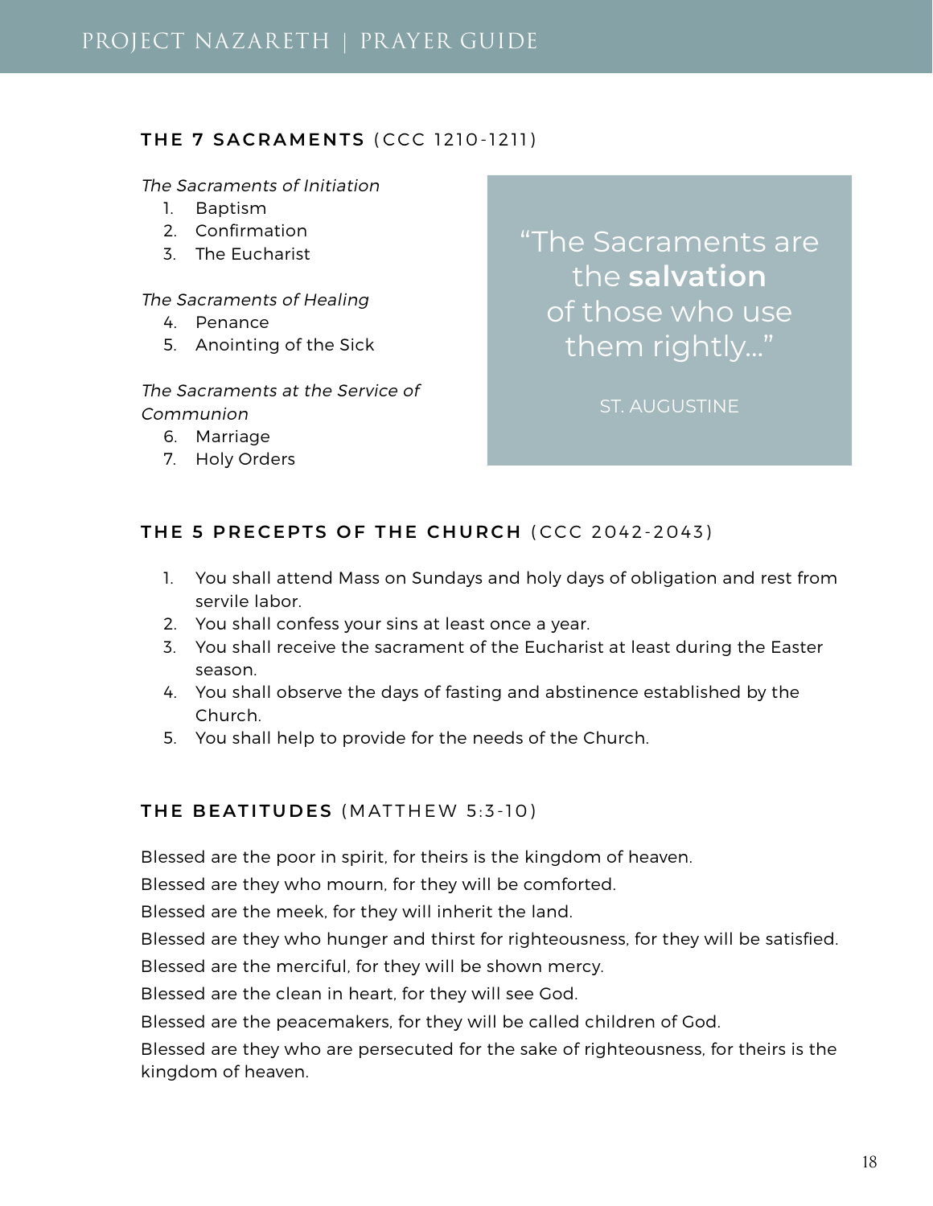## THE 7 SACRAMENTS (CCC 1210-1211)

*The Sacraments of Initiation*

1. Baptism
2. Confirmation
3. The Eucharist

*The Sacraments of Healing*

4. Penance
5. Anointing of the Sick

*The Sacraments at the Service of Communion*

6. Marriage
7. Holy Orders

> "The Sacraments are the **salvation** of those who use them rightly..."
>
> ST. AUGUSTINE

## THE 5 PRECEPTS OF THE CHURCH (CCC 2042-2043)

1. You shall attend Mass on Sundays and holy days of obligation and rest from servile labor.
2. You shall confess your sins at least once a year.
3. You shall receive the sacrament of the Eucharist at least during the Easter season.
4. You shall observe the days of fasting and abstinence established by the Church.
5. You shall help to provide for the needs of the Church.

## THE BEATITUDES (MATTHEW 5:3-10)

Blessed are the poor in spirit, for theirs is the kingdom of heaven.

Blessed are they who mourn, for they will be comforted.

Blessed are the meek, for they will inherit the land.

Blessed are they who hunger and thirst for righteousness, for they will be satisfied.

Blessed are the merciful, for they will be shown mercy.

Blessed are the clean in heart, for they will see God.

Blessed are the peacemakers, for they will be called children of God.

Blessed are they who are persecuted for the sake of righteousness, for theirs is the kingdom of heaven.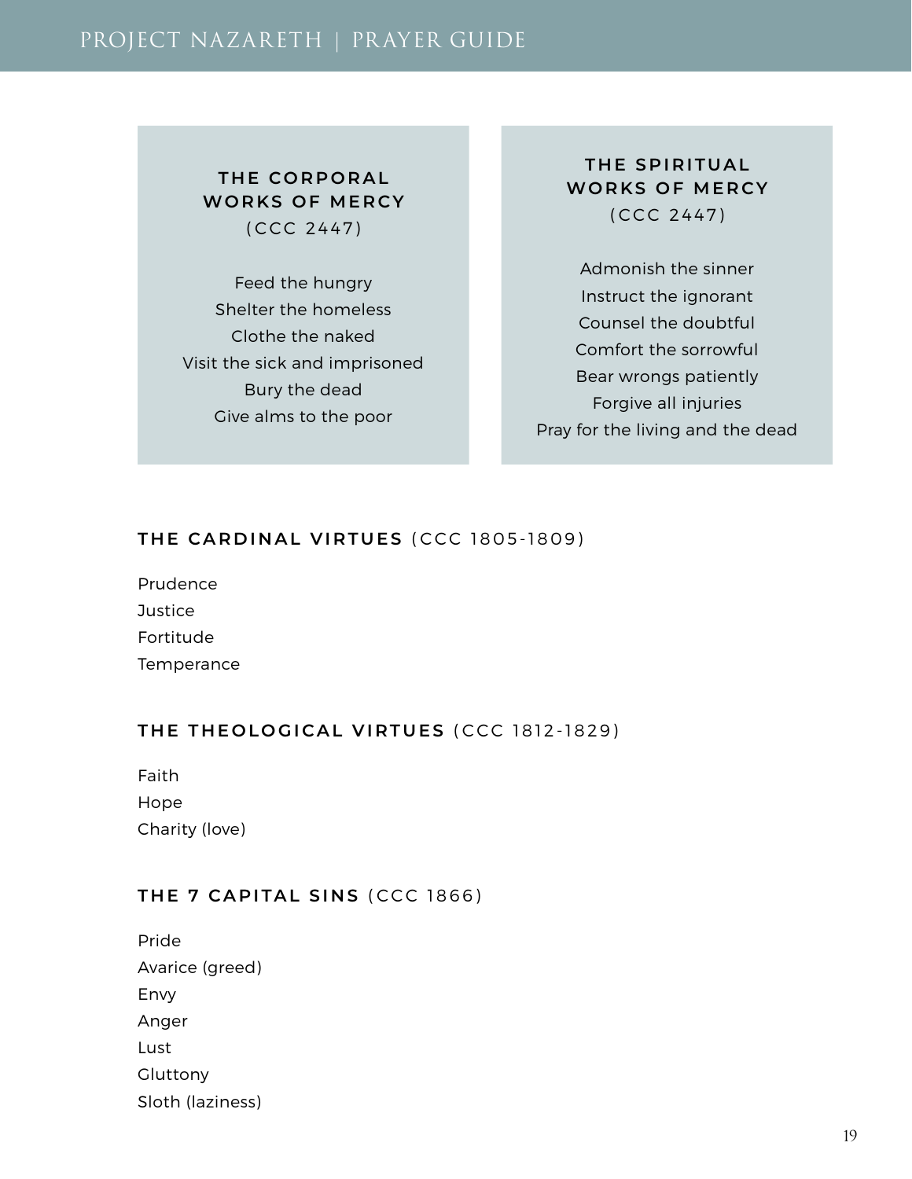## THE CORPORAL WORKS OF MERCY (CCC 2447)

Feed the hungry
Shelter the homeless
Clothe the naked
Visit the sick and imprisoned
Bury the dead
Give alms to the poor

## THE SPIRITUAL WORKS OF MERCY (CCC 2447)

Admonish the sinner
Instruct the ignorant
Counsel the doubtful
Comfort the sorrowful
Bear wrongs patiently
Forgive all injuries
Pray for the living and the dead

## THE CARDINAL VIRTUES (CCC 1805-1809)

Prudence
Justice
Fortitude
Temperance

## THE THEOLOGICAL VIRTUES (CCC 1812-1829)

Faith
Hope
Charity (love)

## THE 7 CAPITAL SINS (CCC 1866)

Pride
Avarice (greed)
Envy
Anger
Lust
Gluttony
Sloth (laziness)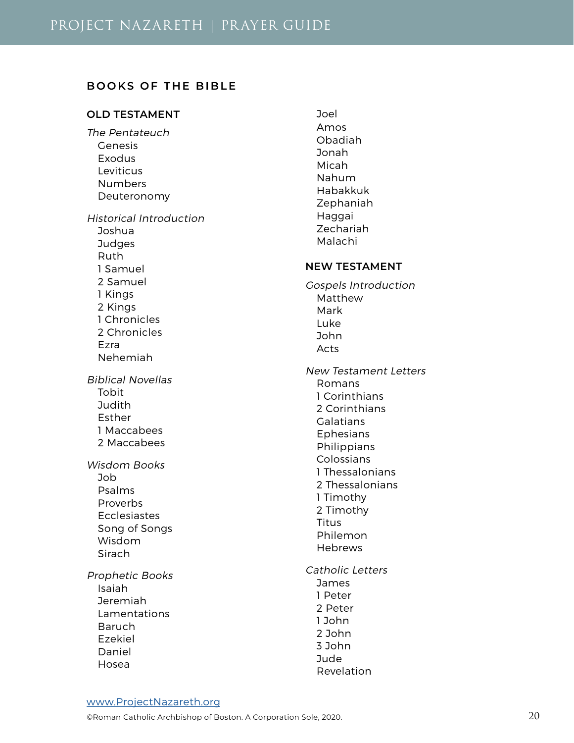## BOOKS OF THE BIBLE

### OLD TESTAMENT

*The Pentateuch*

- Genesis
- Exodus
- Leviticus
- Numbers
- Deuteronomy

*Historical Introduction*

- Joshua
- Judges
- Ruth
- 1 Samuel
- 2 Samuel
- 1 Kings
- 2 Kings
- 1 Chronicles
- 2 Chronicles
- Ezra
- Nehemiah

*Biblical Novellas*

- Tobit
- Judith
- Esther
- 1 Maccabees
- 2 Maccabees

*Wisdom Books*

- Job
- Psalms
- Proverbs
- Ecclesiastes
- Song of Songs
- Wisdom
- Sirach

*Prophetic Books*

- Isaiah
- Jeremiah
- Lamentations
- Baruch
- Ezekiel
- Daniel
- Hosea
- Joel
- Amos
- Obadiah
- Jonah
- Micah
- Nahum
- Habakkuk
- Zephaniah
- Haggai
- Zechariah
- Malachi

### NEW TESTAMENT

*Gospels Introduction*

- Matthew
- Mark
- Luke
- John
- Acts

*New Testament Letters*

- Romans
- 1 Corinthians
- 2 Corinthians
- Galatians
- Ephesians
- Philippians
- Colossians
- 1 Thessalonians
- 2 Thessalonians
- 1 Timothy
- 2 Timothy
- Titus
- Philemon
- Hebrews

*Catholic Letters*

- James
- 1 Peter
- 2 Peter
- 1 John
- 2 John
- 3 John
- Jude
- Revelation

www.ProjectNazareth.org

©Roman Catholic Archbishop of Boston. A Corporation Sole, 2020.